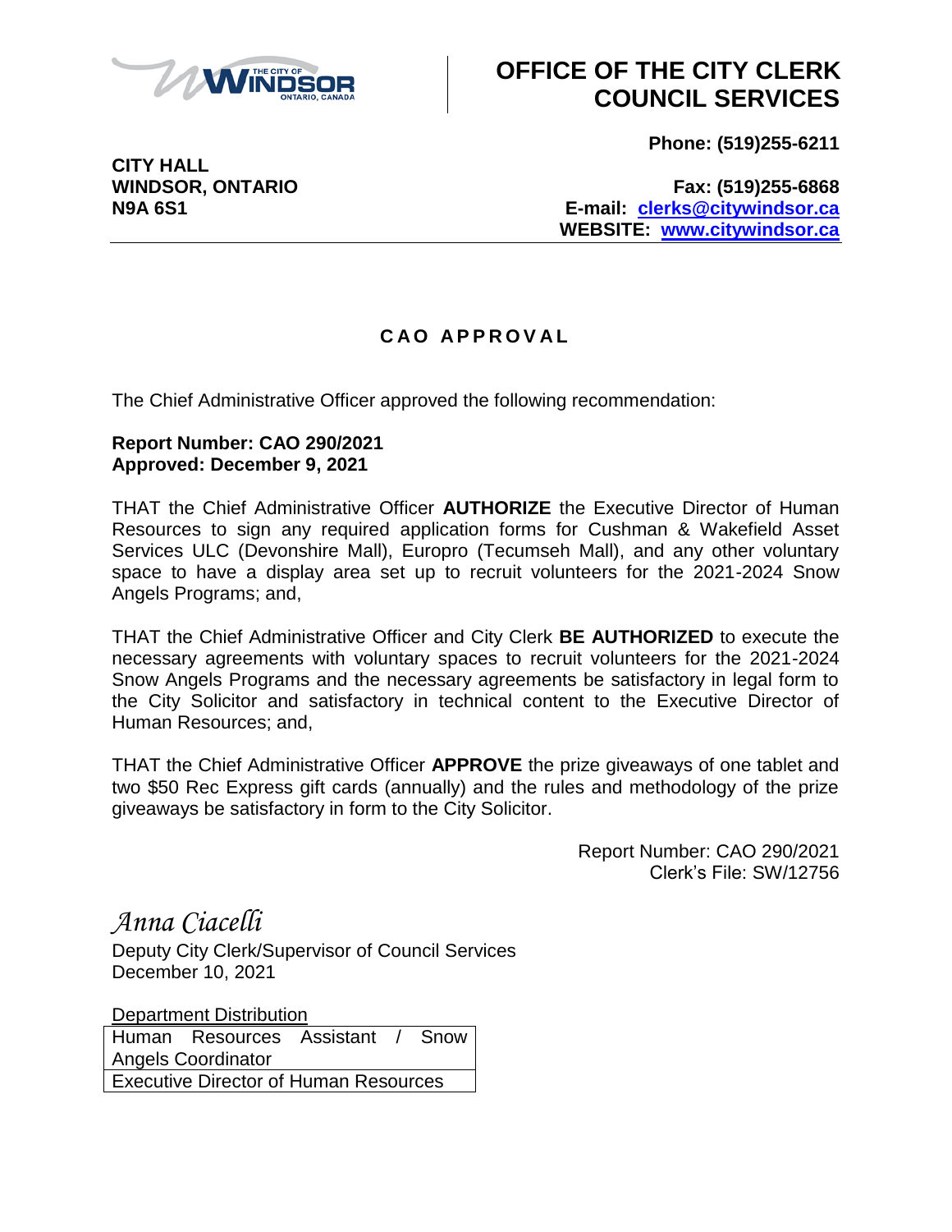# OFFICE OF THE CITY CLERK COUNCIL SERVICES

**CITY HALL**
**WINDSOR, ONTARIO**
**N9A 6S1**

**Phone: (519)255-6211**

**Fax: (519)255-6868**
**E-mail: clerks@citywindsor.ca**
**WEBSITE: www.citywindsor.ca**

---

## CAO APPROVAL

The Chief Administrative Officer approved the following recommendation:

**Report Number: CAO 290/2021**
**Approved: December 9, 2021**

THAT the Chief Administrative Officer **AUTHORIZE** the Executive Director of Human Resources to sign any required application forms for Cushman & Wakefield Asset Services ULC (Devonshire Mall), Europro (Tecumseh Mall), and any other voluntary space to have a display area set up to recruit volunteers for the 2021-2024 Snow Angels Programs; and,

THAT the Chief Administrative Officer and City Clerk **BE AUTHORIZED** to execute the necessary agreements with voluntary spaces to recruit volunteers for the 2021-2024 Snow Angels Programs and the necessary agreements be satisfactory in legal form to the City Solicitor and satisfactory in technical content to the Executive Director of Human Resources; and,

THAT the Chief Administrative Officer **APPROVE** the prize giveaways of one tablet and two $50 Rec Express gift cards (annually) and the rules and methodology of the prize giveaways be satisfactory in form to the City Solicitor.

Report Number: CAO 290/2021
Clerk's File: SW/12756

*Anna Ciacelli*
Deputy City Clerk/Supervisor of Council Services
December 10, 2021

Department Distribution

| |
|---|
| Human Resources Assistant / Snow Angels Coordinator |
| Executive Director of Human Resources |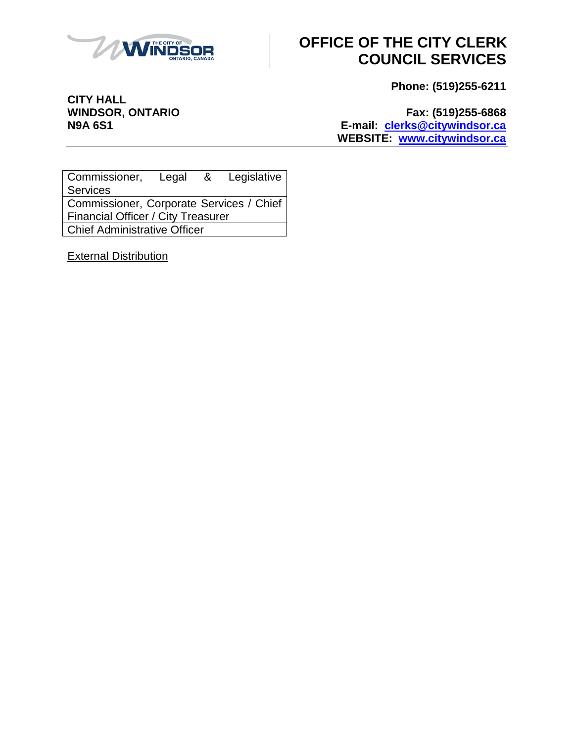**OFFICE OF THE CITY CLERK**
**COUNCIL SERVICES**

**CITY HALL**
**WINDSOR, ONTARIO**
**N9A 6S1**

**Phone: (519)255-6211**

**Fax: (519)255-6868**
**E-mail: clerks@citywindsor.ca**
**WEBSITE: www.citywindsor.ca**

| |
|---|
| Commissioner, Legal & Legislative Services |
| Commissioner, Corporate Services / Chief Financial Officer / City Treasurer |
| Chief Administrative Officer |

External Distribution